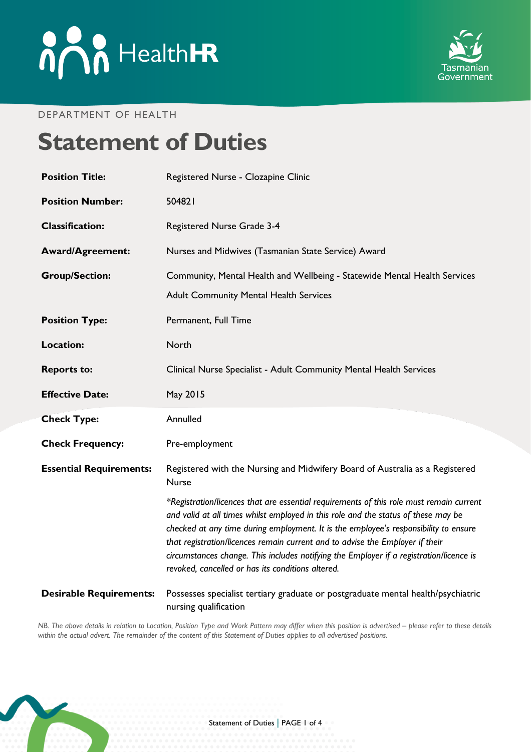HealthHR

Tasmanian Government

DEPARTMENT OF HEALTH

# Statement of Duties

| | |
|---|---|
| **Position Title:** | Registered Nurse - Clozapine Clinic |
| **Position Number:** | 504821 |
| **Classification:** | Registered Nurse Grade 3-4 |
| **Award/Agreement:** | Nurses and Midwives (Tasmanian State Service) Award |
| **Group/Section:** | Community, Mental Health and Wellbeing - Statewide Mental Health Services<br>Adult Community Mental Health Services |
| **Position Type:** | Permanent, Full Time |
| **Location:** | North |
| **Reports to:** | Clinical Nurse Specialist - Adult Community Mental Health Services |
| **Effective Date:** | May 2015 |
| **Check Type:** | Annulled |
| **Check Frequency:** | Pre-employment |
| **Essential Requirements:** | Registered with the Nursing and Midwifery Board of Australia as a Registered Nurse<br>*\*Registration/licences that are essential requirements of this role must remain current and valid at all times whilst employed in this role and the status of these may be checked at any time during employment. It is the employee's responsibility to ensure that registration/licences remain current and to advise the Employer if their circumstances change. This includes notifying the Employer if a registration/licence is revoked, cancelled or has its conditions altered.* |
| **Desirable Requirements:** | Possesses specialist tertiary graduate or postgraduate mental health/psychiatric nursing qualification |

*NB. The above details in relation to Location, Position Type and Work Pattern may differ when this position is advertised – please refer to these details within the actual advert. The remainder of the content of this Statement of Duties applies to all advertised positions.*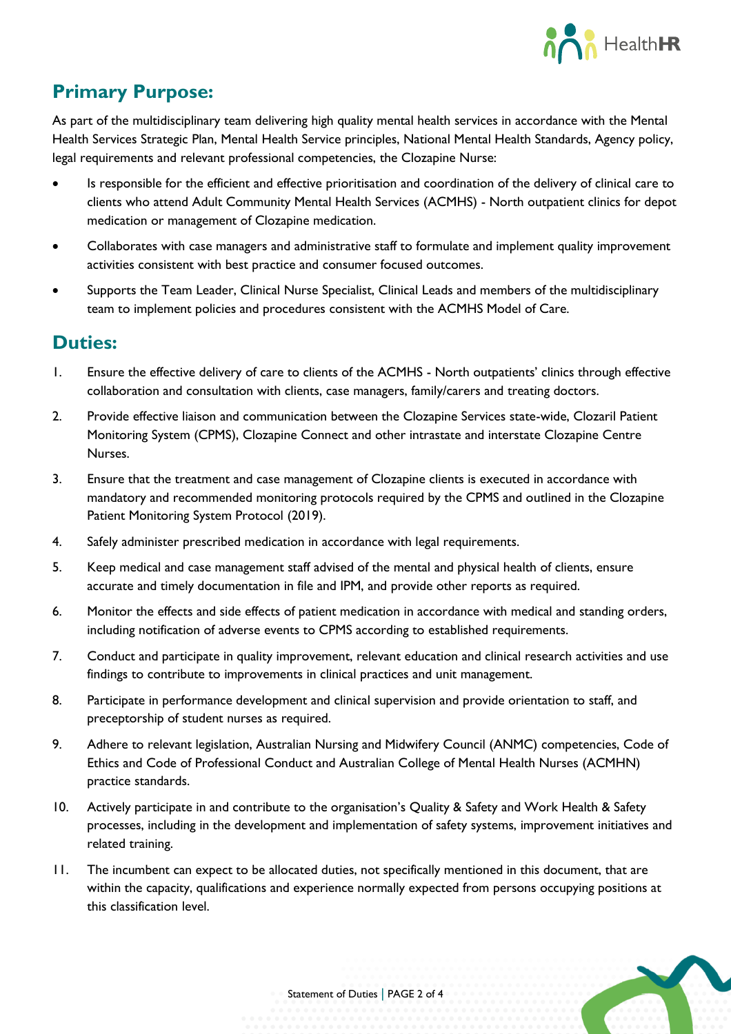## Primary Purpose:

As part of the multidisciplinary team delivering high quality mental health services in accordance with the Mental Health Services Strategic Plan, Mental Health Service principles, National Mental Health Standards, Agency policy, legal requirements and relevant professional competencies, the Clozapine Nurse:

- Is responsible for the efficient and effective prioritisation and coordination of the delivery of clinical care to clients who attend Adult Community Mental Health Services (ACMHS) - North outpatient clinics for depot medication or management of Clozapine medication.
- Collaborates with case managers and administrative staff to formulate and implement quality improvement activities consistent with best practice and consumer focused outcomes.
- Supports the Team Leader, Clinical Nurse Specialist, Clinical Leads and members of the multidisciplinary team to implement policies and procedures consistent with the ACMHS Model of Care.

## Duties:

1. Ensure the effective delivery of care to clients of the ACMHS - North outpatients' clinics through effective collaboration and consultation with clients, case managers, family/carers and treating doctors.
2. Provide effective liaison and communication between the Clozapine Services state-wide, Clozaril Patient Monitoring System (CPMS), Clozapine Connect and other intrastate and interstate Clozapine Centre Nurses.
3. Ensure that the treatment and case management of Clozapine clients is executed in accordance with mandatory and recommended monitoring protocols required by the CPMS and outlined in the Clozapine Patient Monitoring System Protocol (2019).
4. Safely administer prescribed medication in accordance with legal requirements.
5. Keep medical and case management staff advised of the mental and physical health of clients, ensure accurate and timely documentation in file and IPM, and provide other reports as required.
6. Monitor the effects and side effects of patient medication in accordance with medical and standing orders, including notification of adverse events to CPMS according to established requirements.
7. Conduct and participate in quality improvement, relevant education and clinical research activities and use findings to contribute to improvements in clinical practices and unit management.
8. Participate in performance development and clinical supervision and provide orientation to staff, and preceptorship of student nurses as required.
9. Adhere to relevant legislation, Australian Nursing and Midwifery Council (ANMC) competencies, Code of Ethics and Code of Professional Conduct and Australian College of Mental Health Nurses (ACMHN) practice standards.
10. Actively participate in and contribute to the organisation's Quality & Safety and Work Health & Safety processes, including in the development and implementation of safety systems, improvement initiatives and related training.
11. The incumbent can expect to be allocated duties, not specifically mentioned in this document, that are within the capacity, qualifications and experience normally expected from persons occupying positions at this classification level.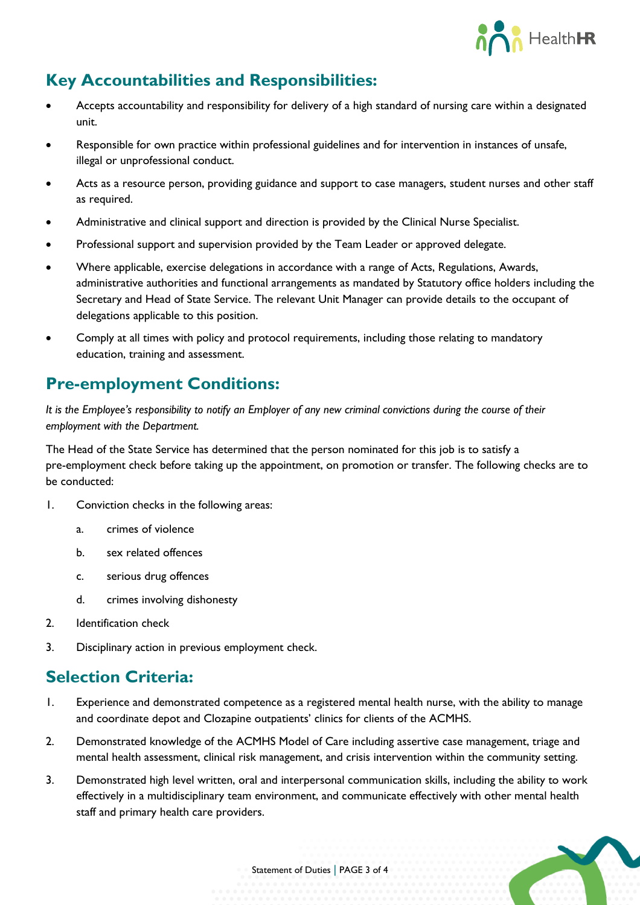## Key Accountabilities and Responsibilities:

- Accepts accountability and responsibility for delivery of a high standard of nursing care within a designated unit.
- Responsible for own practice within professional guidelines and for intervention in instances of unsafe, illegal or unprofessional conduct.
- Acts as a resource person, providing guidance and support to case managers, student nurses and other staff as required.
- Administrative and clinical support and direction is provided by the Clinical Nurse Specialist.
- Professional support and supervision provided by the Team Leader or approved delegate.
- Where applicable, exercise delegations in accordance with a range of Acts, Regulations, Awards, administrative authorities and functional arrangements as mandated by Statutory office holders including the Secretary and Head of State Service. The relevant Unit Manager can provide details to the occupant of delegations applicable to this position.
- Comply at all times with policy and protocol requirements, including those relating to mandatory education, training and assessment.

## Pre-employment Conditions:

*It is the Employee's responsibility to notify an Employer of any new criminal convictions during the course of their employment with the Department.*

The Head of the State Service has determined that the person nominated for this job is to satisfy a pre-employment check before taking up the appointment, on promotion or transfer. The following checks are to be conducted:

1. Conviction checks in the following areas:
   a. crimes of violence
   b. sex related offences
   c. serious drug offences
   d. crimes involving dishonesty
2. Identification check
3. Disciplinary action in previous employment check.

## Selection Criteria:

1. Experience and demonstrated competence as a registered mental health nurse, with the ability to manage and coordinate depot and Clozapine outpatients' clinics for clients of the ACMHS.
2. Demonstrated knowledge of the ACMHS Model of Care including assertive case management, triage and mental health assessment, clinical risk management, and crisis intervention within the community setting.
3. Demonstrated high level written, oral and interpersonal communication skills, including the ability to work effectively in a multidisciplinary team environment, and communicate effectively with other mental health staff and primary health care providers.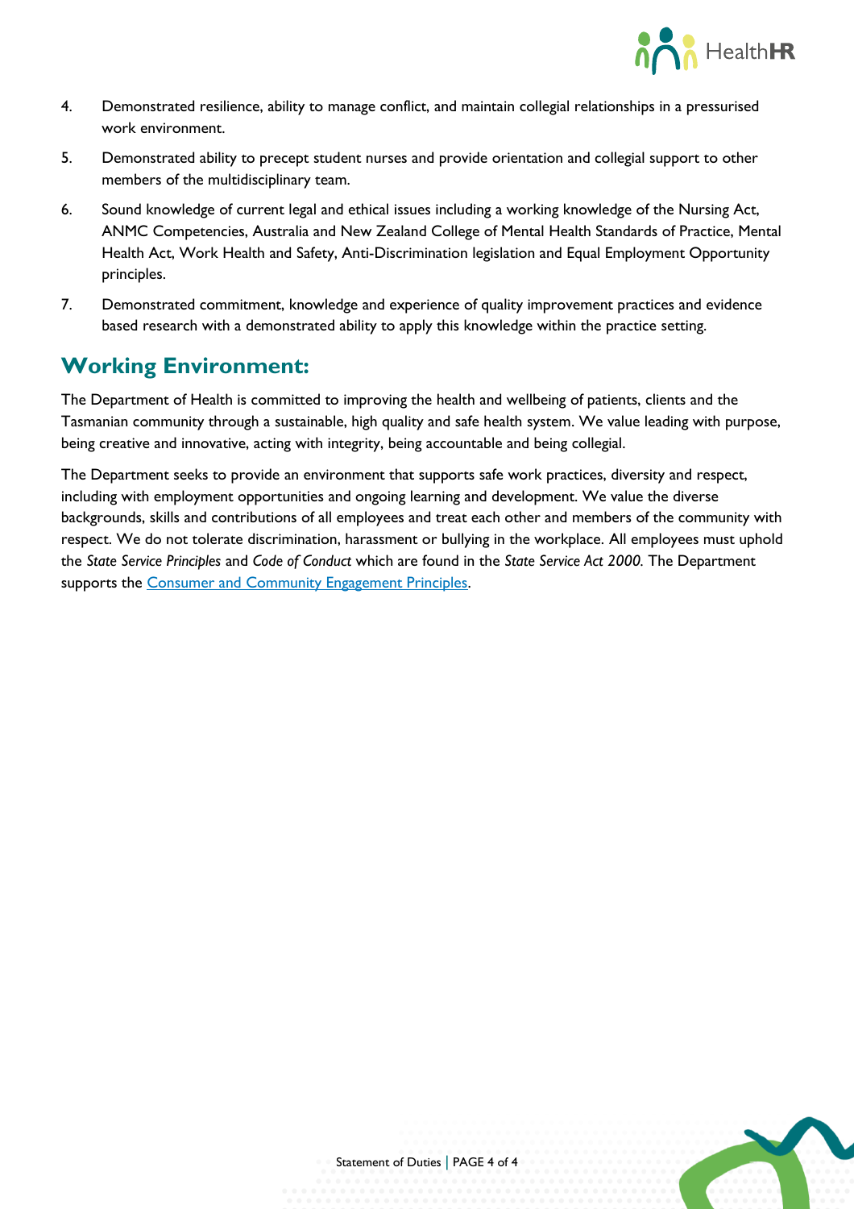4. Demonstrated resilience, ability to manage conflict, and maintain collegial relationships in a pressurised work environment.
5. Demonstrated ability to precept student nurses and provide orientation and collegial support to other members of the multidisciplinary team.
6. Sound knowledge of current legal and ethical issues including a working knowledge of the Nursing Act, ANMC Competencies, Australia and New Zealand College of Mental Health Standards of Practice, Mental Health Act, Work Health and Safety, Anti-Discrimination legislation and Equal Employment Opportunity principles.
7. Demonstrated commitment, knowledge and experience of quality improvement practices and evidence based research with a demonstrated ability to apply this knowledge within the practice setting.

## Working Environment:

The Department of Health is committed to improving the health and wellbeing of patients, clients and the Tasmanian community through a sustainable, high quality and safe health system. We value leading with purpose, being creative and innovative, acting with integrity, being accountable and being collegial.

The Department seeks to provide an environment that supports safe work practices, diversity and respect, including with employment opportunities and ongoing learning and development. We value the diverse backgrounds, skills and contributions of all employees and treat each other and members of the community with respect. We do not tolerate discrimination, harassment or bullying in the workplace. All employees must uphold the *State Service Principles* and *Code of Conduct* which are found in the *State Service Act 2000.* The Department supports the Consumer and Community Engagement Principles.